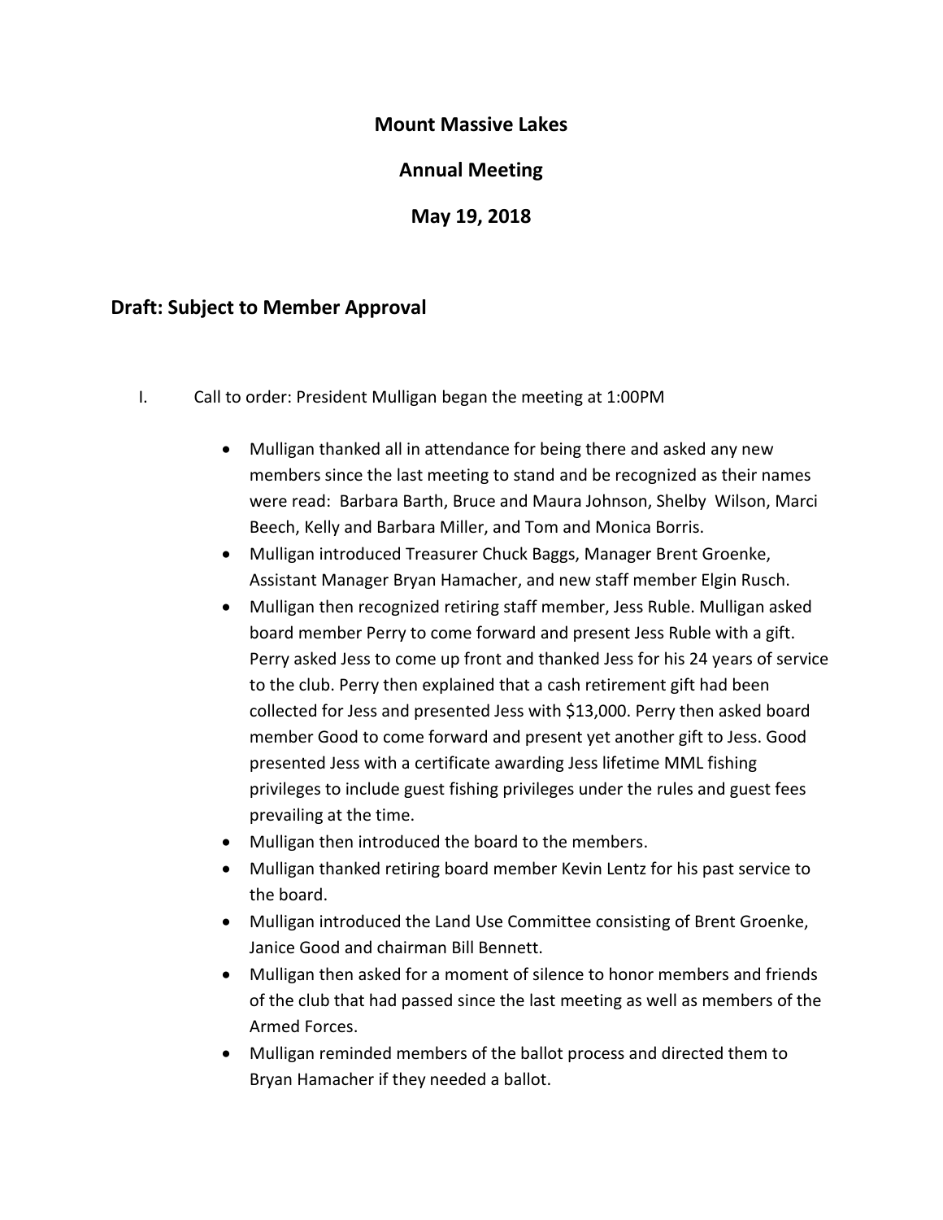# Mount Massive Lakes

## Annual Meeting

## May 19, 2018

### Draft: Subject to Member Approval

I. Call to order: President Mulligan began the meeting at 1:00PM

- Mulligan thanked all in attendance for being there and asked any new members since the last meeting to stand and be recognized as their names were read: Barbara Barth, Bruce and Maura Johnson, Shelby Wilson, Marci Beech, Kelly and Barbara Miller, and Tom and Monica Borris.
- Mulligan introduced Treasurer Chuck Baggs, Manager Brent Groenke, Assistant Manager Bryan Hamacher, and new staff member Elgin Rusch.
- Mulligan then recognized retiring staff member, Jess Ruble. Mulligan asked board member Perry to come forward and present Jess Ruble with a gift. Perry asked Jess to come up front and thanked Jess for his 24 years of service to the club. Perry then explained that a cash retirement gift had been collected for Jess and presented Jess with $13,000. Perry then asked board member Good to come forward and present yet another gift to Jess. Good presented Jess with a certificate awarding Jess lifetime MML fishing privileges to include guest fishing privileges under the rules and guest fees prevailing at the time.
- Mulligan then introduced the board to the members.
- Mulligan thanked retiring board member Kevin Lentz for his past service to the board.
- Mulligan introduced the Land Use Committee consisting of Brent Groenke, Janice Good and chairman Bill Bennett.
- Mulligan then asked for a moment of silence to honor members and friends of the club that had passed since the last meeting as well as members of the Armed Forces.
- Mulligan reminded members of the ballot process and directed them to Bryan Hamacher if they needed a ballot.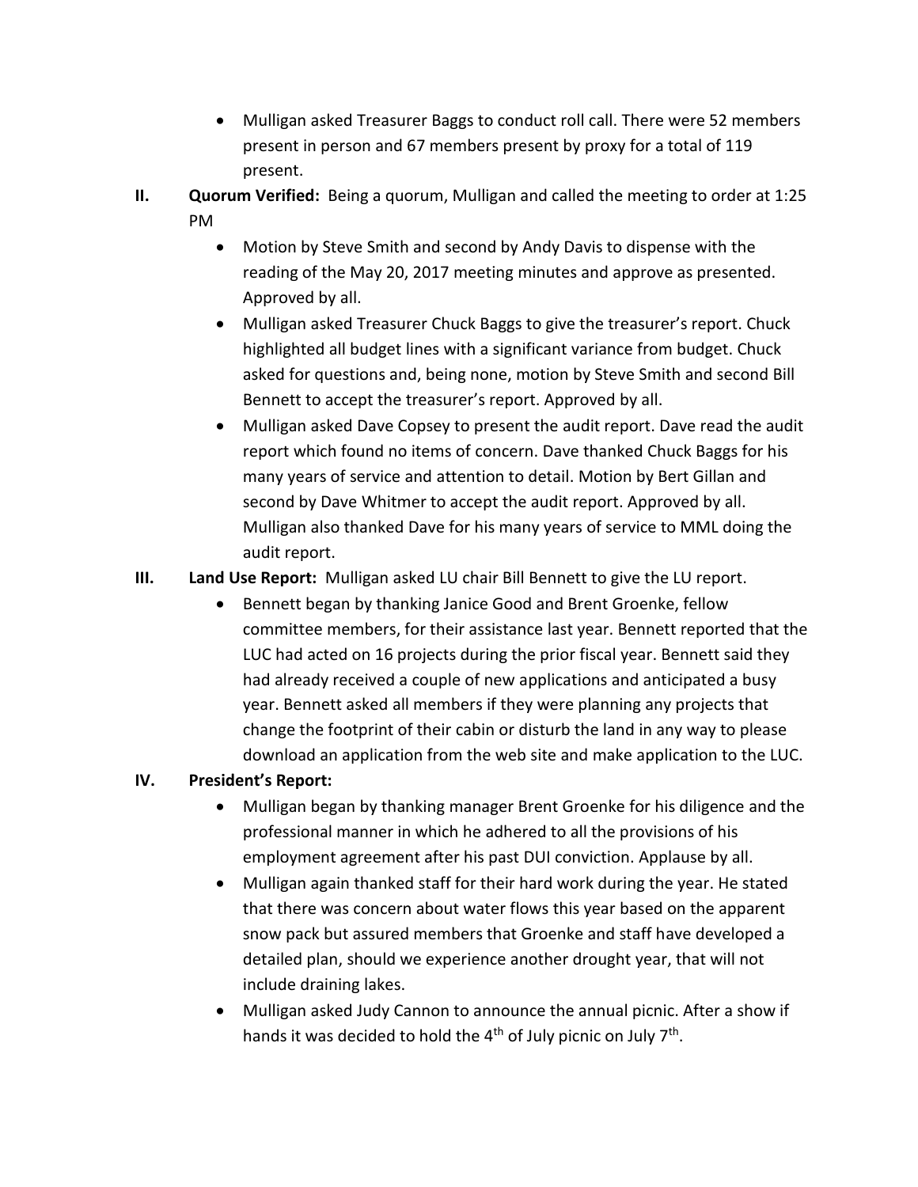- Mulligan asked Treasurer Baggs to conduct roll call. There were 52 members present in person and 67 members present by proxy for a total of 119 present.

**II. Quorum Verified:** Being a quorum, Mulligan and called the meeting to order at 1:25 PM

- Motion by Steve Smith and second by Andy Davis to dispense with the reading of the May 20, 2017 meeting minutes and approve as presented. Approved by all.
- Mulligan asked Treasurer Chuck Baggs to give the treasurer's report. Chuck highlighted all budget lines with a significant variance from budget. Chuck asked for questions and, being none, motion by Steve Smith and second Bill Bennett to accept the treasurer's report. Approved by all.
- Mulligan asked Dave Copsey to present the audit report. Dave read the audit report which found no items of concern. Dave thanked Chuck Baggs for his many years of service and attention to detail. Motion by Bert Gillan and second by Dave Whitmer to accept the audit report. Approved by all. Mulligan also thanked Dave for his many years of service to MML doing the audit report.

**III. Land Use Report:** Mulligan asked LU chair Bill Bennett to give the LU report.

- Bennett began by thanking Janice Good and Brent Groenke, fellow committee members, for their assistance last year. Bennett reported that the LUC had acted on 16 projects during the prior fiscal year. Bennett said they had already received a couple of new applications and anticipated a busy year. Bennett asked all members if they were planning any projects that change the footprint of their cabin or disturb the land in any way to please download an application from the web site and make application to the LUC.

**IV. President's Report:**

- Mulligan began by thanking manager Brent Groenke for his diligence and the professional manner in which he adhered to all the provisions of his employment agreement after his past DUI conviction. Applause by all.
- Mulligan again thanked staff for their hard work during the year. He stated that there was concern about water flows this year based on the apparent snow pack but assured members that Groenke and staff have developed a detailed plan, should we experience another drought year, that will not include draining lakes.
- Mulligan asked Judy Cannon to announce the annual picnic. After a show if hands it was decided to hold the 4th of July picnic on July 7th.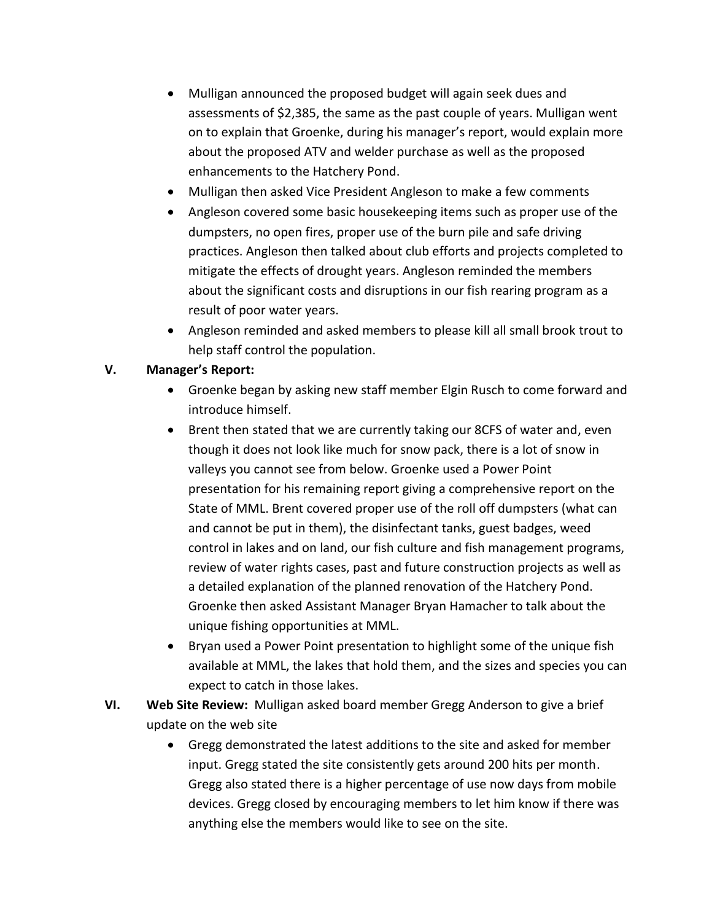- Mulligan announced the proposed budget will again seek dues and assessments of $2,385, the same as the past couple of years. Mulligan went on to explain that Groenke, during his manager's report, would explain more about the proposed ATV and welder purchase as well as the proposed enhancements to the Hatchery Pond.
- Mulligan then asked Vice President Angleson to make a few comments
- Angleson covered some basic housekeeping items such as proper use of the dumpsters, no open fires, proper use of the burn pile and safe driving practices. Angleson then talked about club efforts and projects completed to mitigate the effects of drought years. Angleson reminded the members about the significant costs and disruptions in our fish rearing program as a result of poor water years.
- Angleson reminded and asked members to please kill all small brook trout to help staff control the population.

**V. Manager's Report:**

- Groenke began by asking new staff member Elgin Rusch to come forward and introduce himself.
- Brent then stated that we are currently taking our 8CFS of water and, even though it does not look like much for snow pack, there is a lot of snow in valleys you cannot see from below. Groenke used a Power Point presentation for his remaining report giving a comprehensive report on the State of MML. Brent covered proper use of the roll off dumpsters (what can and cannot be put in them), the disinfectant tanks, guest badges, weed control in lakes and on land, our fish culture and fish management programs, review of water rights cases, past and future construction projects as well as a detailed explanation of the planned renovation of the Hatchery Pond. Groenke then asked Assistant Manager Bryan Hamacher to talk about the unique fishing opportunities at MML.
- Bryan used a Power Point presentation to highlight some of the unique fish available at MML, the lakes that hold them, and the sizes and species you can expect to catch in those lakes.

**VI. Web Site Review:** Mulligan asked board member Gregg Anderson to give a brief update on the web site

- Gregg demonstrated the latest additions to the site and asked for member input. Gregg stated the site consistently gets around 200 hits per month. Gregg also stated there is a higher percentage of use now days from mobile devices. Gregg closed by encouraging members to let him know if there was anything else the members would like to see on the site.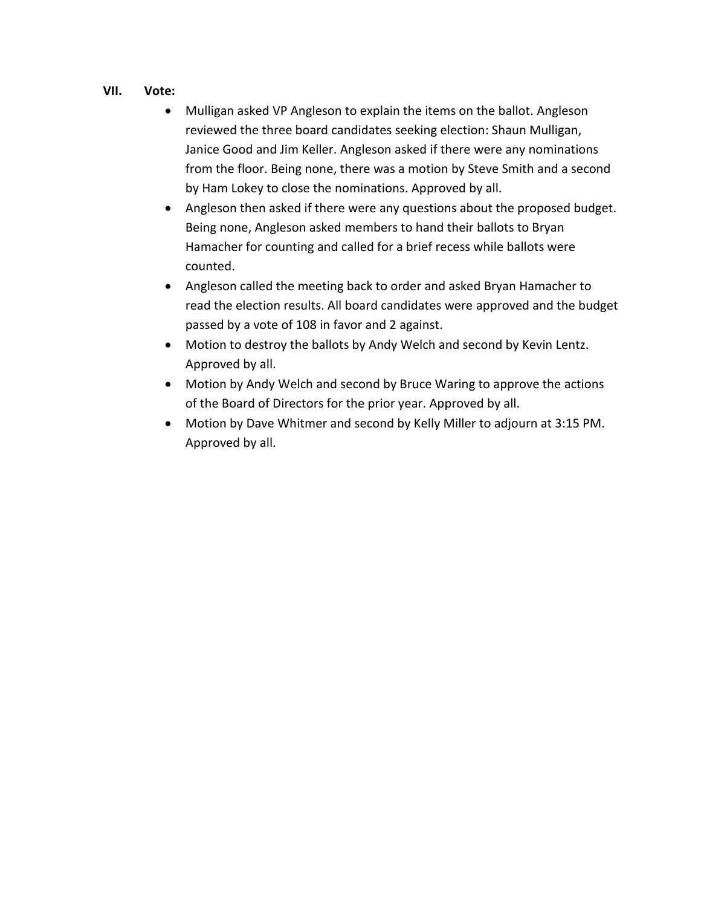## VII. Vote:

- Mulligan asked VP Angleson to explain the items on the ballot. Angleson reviewed the three board candidates seeking election: Shaun Mulligan, Janice Good and Jim Keller. Angleson asked if there were any nominations from the floor. Being none, there was a motion by Steve Smith and a second by Ham Lokey to close the nominations. Approved by all.
- Angleson then asked if there were any questions about the proposed budget. Being none, Angleson asked members to hand their ballots to Bryan Hamacher for counting and called for a brief recess while ballots were counted.
- Angleson called the meeting back to order and asked Bryan Hamacher to read the election results. All board candidates were approved and the budget passed by a vote of 108 in favor and 2 against.
- Motion to destroy the ballots by Andy Welch and second by Kevin Lentz. Approved by all.
- Motion by Andy Welch and second by Bruce Waring to approve the actions of the Board of Directors for the prior year. Approved by all.
- Motion by Dave Whitmer and second by Kelly Miller to adjourn at 3:15 PM. Approved by all.